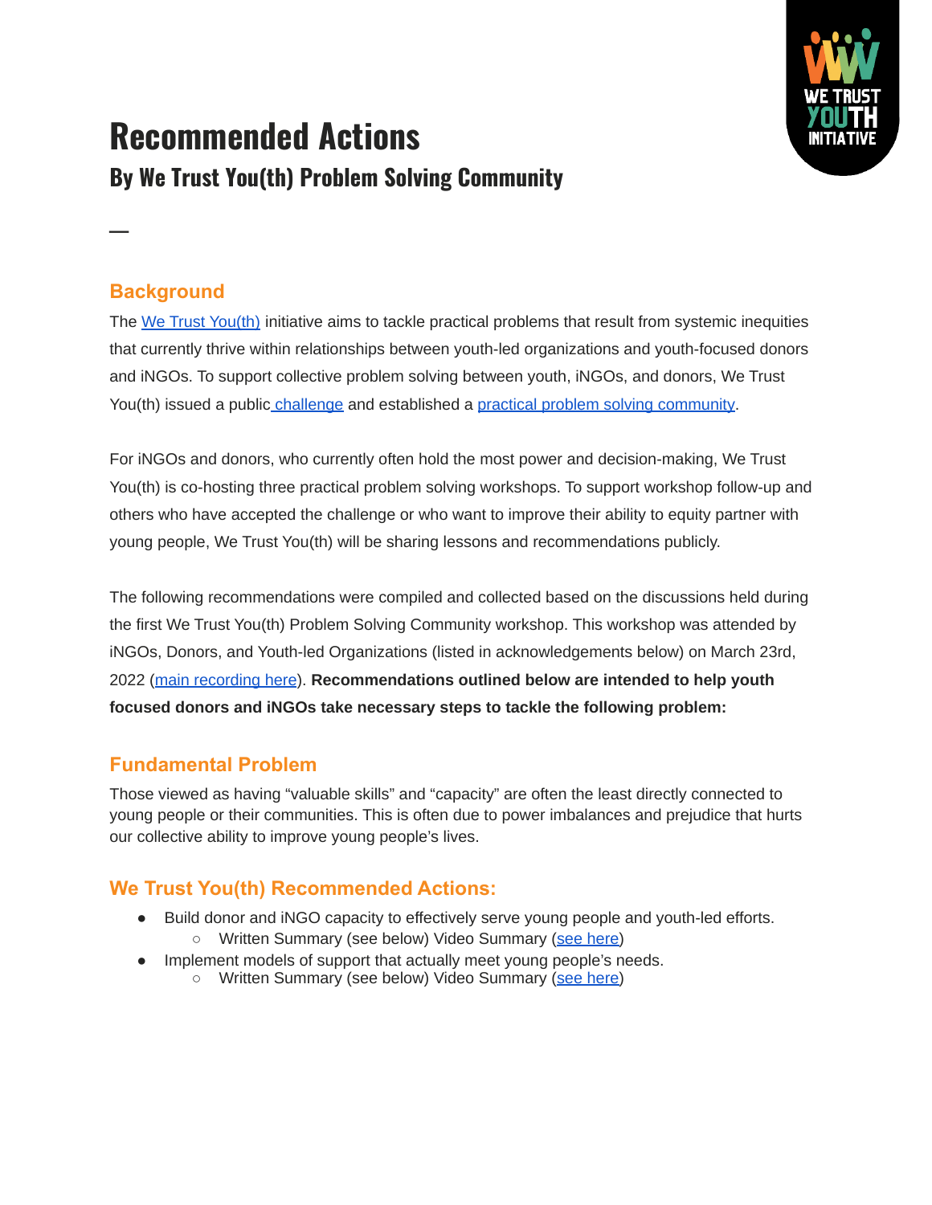# Recommended Actions

## By We Trust You(th) Problem Solving Community

—

### Background

The We Trust You(th) initiative aims to tackle practical problems that result from systemic inequities that currently thrive within relationships between youth-led organizations and youth-focused donors and iNGOs. To support collective problem solving between youth, iNGOs, and donors, We Trust You(th) issued a public challenge and established a practical problem solving community.

For iNGOs and donors, who currently often hold the most power and decision-making, We Trust You(th) is co-hosting three practical problem solving workshops. To support workshop follow-up and others who have accepted the challenge or who want to improve their ability to equity partner with young people, We Trust You(th) will be sharing lessons and recommendations publicly.

The following recommendations were compiled and collected based on the discussions held during the first We Trust You(th) Problem Solving Community workshop. This workshop was attended by iNGOs, Donors, and Youth-led Organizations (listed in acknowledgements below) on March 23rd, 2022 (main recording here). **Recommendations outlined below are intended to help youth focused donors and iNGOs take necessary steps to tackle the following problem:**

### Fundamental Problem

Those viewed as having "valuable skills" and "capacity" are often the least directly connected to young people or their communities. This is often due to power imbalances and prejudice that hurts our collective ability to improve young people's lives.

### We Trust You(th) Recommended Actions:

- Build donor and iNGO capacity to effectively serve young people and youth-led efforts.
  - Written Summary (see below) Video Summary (see here)
- Implement models of support that actually meet young people's needs.
  - Written Summary (see below) Video Summary (see here)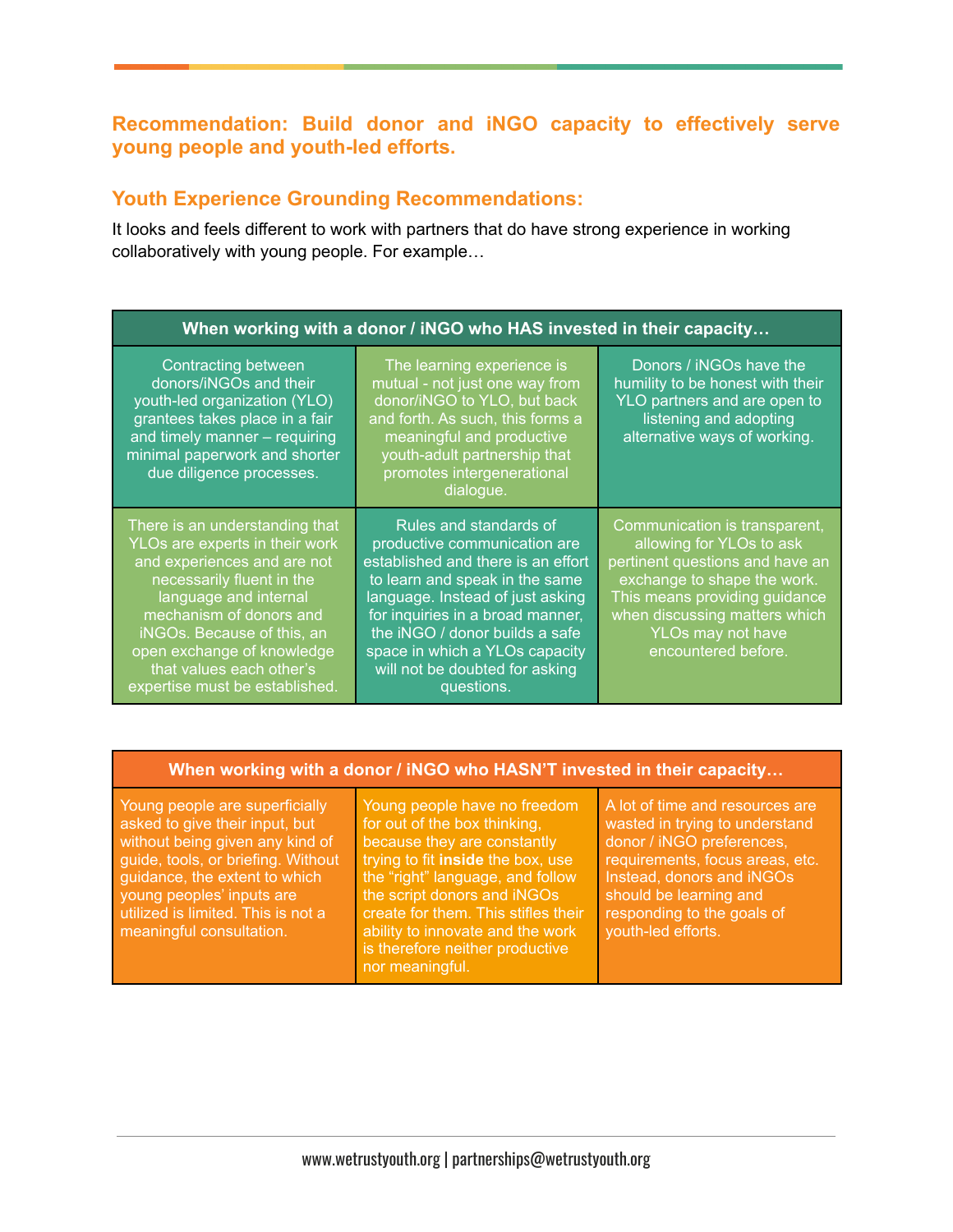## Recommendation: Build donor and iNGO capacity to effectively serve young people and youth-led efforts.

### Youth Experience Grounding Recommendations:

It looks and feels different to work with partners that do have strong experience in working collaboratively with young people. For example…

| When working with a donor / iNGO who HAS invested in their capacity… | | |
|---|---|---|
| Contracting between donors/iNGOs and their youth-led organization (YLO) grantees takes place in a fair and timely manner – requiring minimal paperwork and shorter due diligence processes. | The learning experience is mutual - not just one way from donor/iNGO to YLO, but back and forth. As such, this forms a meaningful and productive youth-adult partnership that promotes intergenerational dialogue. | Donors / iNGOs have the humility to be honest with their YLO partners and are open to listening and adopting alternative ways of working. |
| There is an understanding that YLOs are experts in their work and experiences and are not necessarily fluent in the language and internal mechanism of donors and iNGOs. Because of this, an open exchange of knowledge that values each other's expertise must be established. | Rules and standards of productive communication are established and there is an effort to learn and speak in the same language. Instead of just asking for inquiries in a broad manner, the iNGO / donor builds a safe space in which a YLOs capacity will not be doubted for asking questions. | Communication is transparent, allowing for YLOs to ask pertinent questions and have an exchange to shape the work. This means providing guidance when discussing matters which YLOs may not have encountered before. |

| When working with a donor / iNGO who HASN'T invested in their capacity… | | |
|---|---|---|
| Young people are superficially asked to give their input, but without being given any kind of guide, tools, or briefing. Without guidance, the extent to which young peoples' inputs are utilized is limited. This is not a meaningful consultation. | Young people have no freedom for out of the box thinking, because they are constantly trying to fit **inside** the box, use the "right" language, and follow the script donors and iNGOs create for them. This stifles their ability to innovate and the work is therefore neither productive nor meaningful. | A lot of time and resources are wasted in trying to understand donor / iNGO preferences, requirements, focus areas, etc. Instead, donors and iNGOs should be learning and responding to the goals of youth-led efforts. |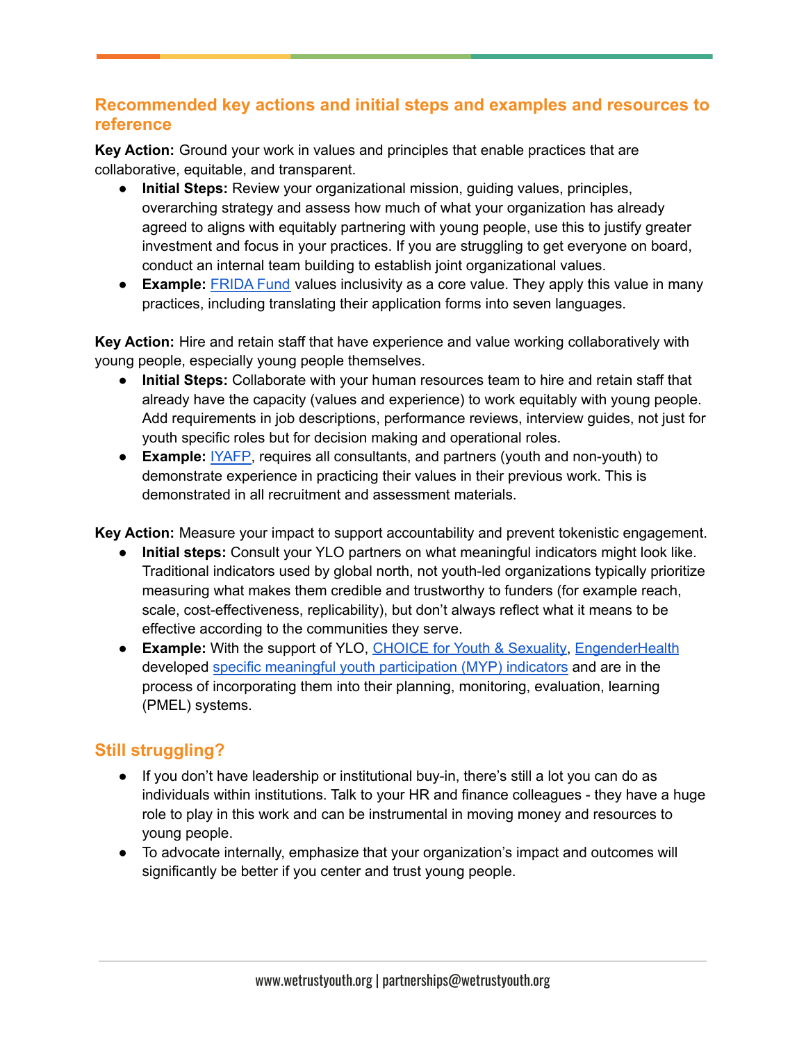## Recommended key actions and initial steps and examples and resources to reference

**Key Action:** Ground your work in values and principles that enable practices that are collaborative, equitable, and transparent.

- **Initial Steps:** Review your organizational mission, guiding values, principles, overarching strategy and assess how much of what your organization has already agreed to aligns with equitably partnering with young people, use this to justify greater investment and focus in your practices. If you are struggling to get everyone on board, conduct an internal team building to establish joint organizational values.
- **Example:** FRIDA Fund values inclusivity as a core value. They apply this value in many practices, including translating their application forms into seven languages.

**Key Action:** Hire and retain staff that have experience and value working collaboratively with young people, especially young people themselves.

- **Initial Steps:** Collaborate with your human resources team to hire and retain staff that already have the capacity (values and experience) to work equitably with young people. Add requirements in job descriptions, performance reviews, interview guides, not just for youth specific roles but for decision making and operational roles.
- **Example:** IYAFP, requires all consultants, and partners (youth and non-youth) to demonstrate experience in practicing their values in their previous work. This is demonstrated in all recruitment and assessment materials.

**Key Action:** Measure your impact to support accountability and prevent tokenistic engagement.

- **Initial steps:** Consult your YLO partners on what meaningful indicators might look like. Traditional indicators used by global north, not youth-led organizations typically prioritize measuring what makes them credible and trustworthy to funders (for example reach, scale, cost-effectiveness, replicability), but don't always reflect what it means to be effective according to the communities they serve.
- **Example:** With the support of YLO, CHOICE for Youth & Sexuality, EngenderHealth developed specific meaningful youth participation (MYP) indicators and are in the process of incorporating them into their planning, monitoring, evaluation, learning (PMEL) systems.

## Still struggling?

- If you don't have leadership or institutional buy-in, there's still a lot you can do as individuals within institutions. Talk to your HR and finance colleagues - they have a huge role to play in this work and can be instrumental in moving money and resources to young people.
- To advocate internally, emphasize that your organization's impact and outcomes will significantly be better if you center and trust young people.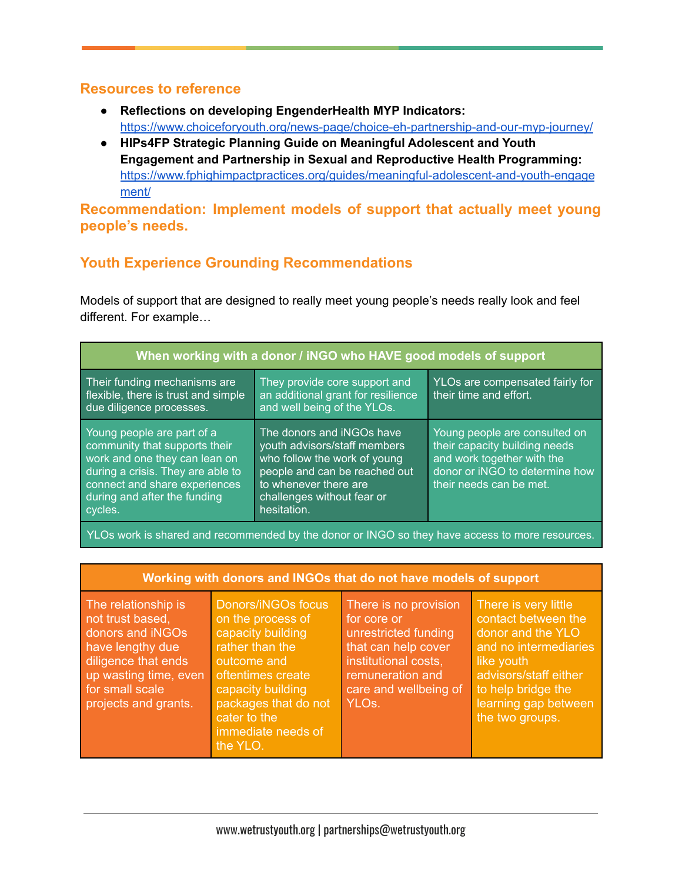## Resources to reference

- **Reflections on developing EngenderHealth MYP Indicators:** [https://www.choiceforyouth.org/news-page/choice-eh-partnership-and-our-myp-journey/](https://www.choiceforyouth.org/news-page/choice-eh-partnership-and-our-myp-journey/)
- **HIPs4FP Strategic Planning Guide on Meaningful Adolescent and Youth Engagement and Partnership in Sexual and Reproductive Health Programming:** [https://www.fphighimpactpractices.org/guides/meaningful-adolescent-and-youth-engagement/](https://www.fphighimpactpractices.org/guides/meaningful-adolescent-and-youth-engagement/)

## Recommendation: Implement models of support that actually meet young people's needs.

## Youth Experience Grounding Recommendations

Models of support that are designed to really meet young people's needs really look and feel different. For example…

| When working with a donor / iNGO who HAVE good models of support | | |
|---|---|---|
| Their funding mechanisms are flexible, there is trust and simple due diligence processes. | They provide core support and an additional grant for resilience and well being of the YLOs. | YLOs are compensated fairly for their time and effort. |
| Young people are part of a community that supports their work and one they can lean on during a crisis. They are able to connect and share experiences during and after the funding cycles. | The donors and iNGOs have youth advisors/staff members who follow the work of young people and can be reached out to whenever there are challenges without fear or hesitation. | Young people are consulted on their capacity building needs and work together with the donor or iNGO to determine how their needs can be met. |
| YLOs work is shared and recommended by the donor or INGO so they have access to more resources. | | |

| Working with donors and INGOs that do not have models of support | | | |
|---|---|---|---|
| The relationship is not trust based, donors and iNGOs have lengthy due diligence that ends up wasting time, even for small scale projects and grants. | Donors/iNGOs focus on the process of capacity building rather than the outcome and oftentimes create capacity building packages that do not cater to the immediate needs of the YLO. | There is no provision for core or unrestricted funding that can help cover institutional costs, remuneration and care and wellbeing of YLOs. | There is very little contact between the donor and the YLO and no intermediaries like youth advisors/staff either to help bridge the learning gap between the two groups. |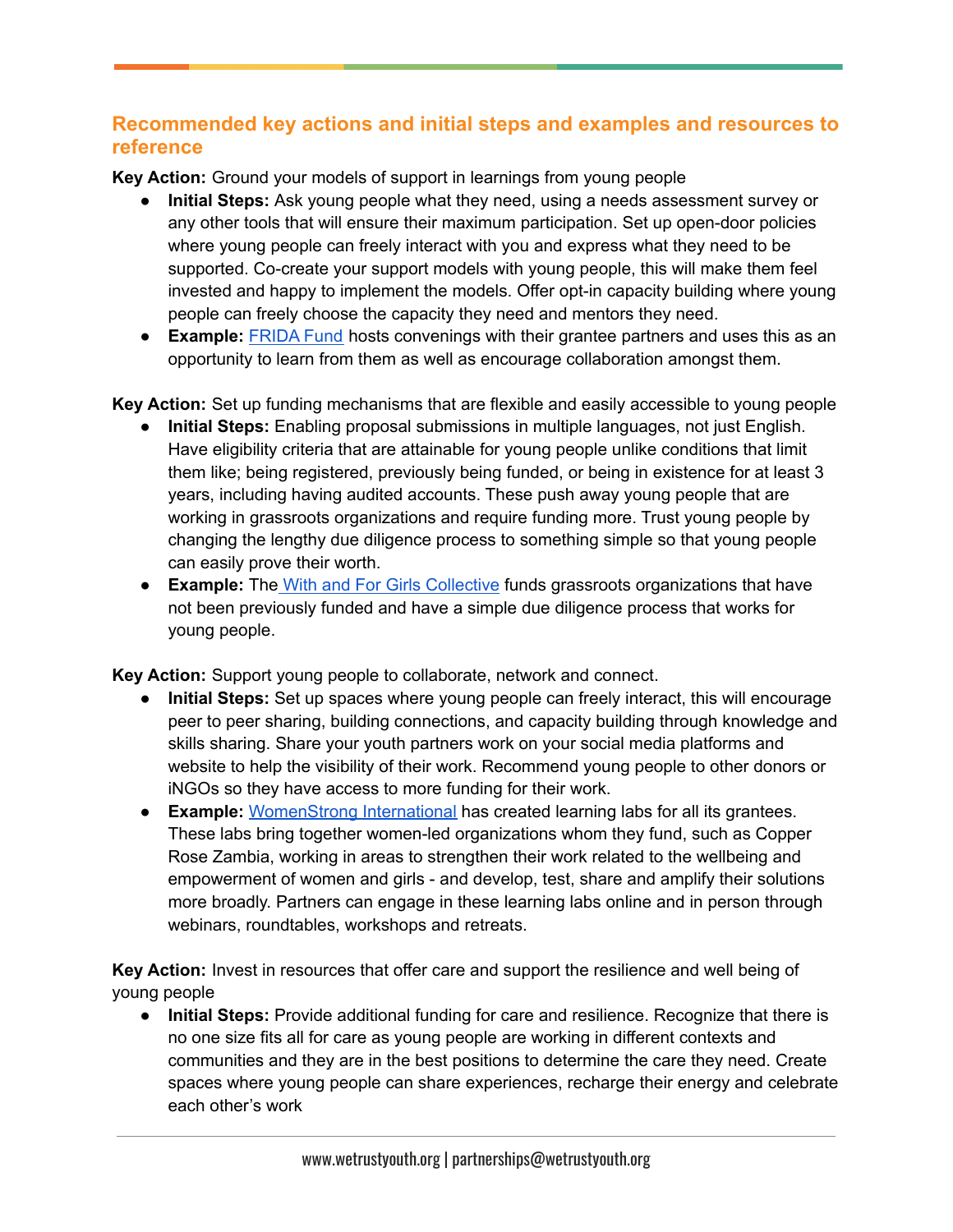## Recommended key actions and initial steps and examples and resources to reference

**Key Action:** Ground your models of support in learnings from young people

- **Initial Steps:** Ask young people what they need, using a needs assessment survey or any other tools that will ensure their maximum participation. Set up open-door policies where young people can freely interact with you and express what they need to be supported. Co-create your support models with young people, this will make them feel invested and happy to implement the models. Offer opt-in capacity building where young people can freely choose the capacity they need and mentors they need.
- **Example:** FRIDA Fund hosts convenings with their grantee partners and uses this as an opportunity to learn from them as well as encourage collaboration amongst them.

**Key Action:** Set up funding mechanisms that are flexible and easily accessible to young people

- **Initial Steps:** Enabling proposal submissions in multiple languages, not just English. Have eligibility criteria that are attainable for young people unlike conditions that limit them like; being registered, previously being funded, or being in existence for at least 3 years, including having audited accounts. These push away young people that are working in grassroots organizations and require funding more. Trust young people by changing the lengthy due diligence process to something simple so that young people can easily prove their worth.
- **Example:** The With and For Girls Collective funds grassroots organizations that have not been previously funded and have a simple due diligence process that works for young people.

**Key Action:** Support young people to collaborate, network and connect.

- **Initial Steps:** Set up spaces where young people can freely interact, this will encourage peer to peer sharing, building connections, and capacity building through knowledge and skills sharing. Share your youth partners work on your social media platforms and website to help the visibility of their work. Recommend young people to other donors or iNGOs so they have access to more funding for their work.
- **Example:** WomenStrong International has created learning labs for all its grantees. These labs bring together women-led organizations whom they fund, such as Copper Rose Zambia, working in areas to strengthen their work related to the wellbeing and empowerment of women and girls - and develop, test, share and amplify their solutions more broadly. Partners can engage in these learning labs online and in person through webinars, roundtables, workshops and retreats.

**Key Action:** Invest in resources that offer care and support the resilience and well being of young people

- **Initial Steps:** Provide additional funding for care and resilience. Recognize that there is no one size fits all for care as young people are working in different contexts and communities and they are in the best positions to determine the care they need. Create spaces where young people can share experiences, recharge their energy and celebrate each other's work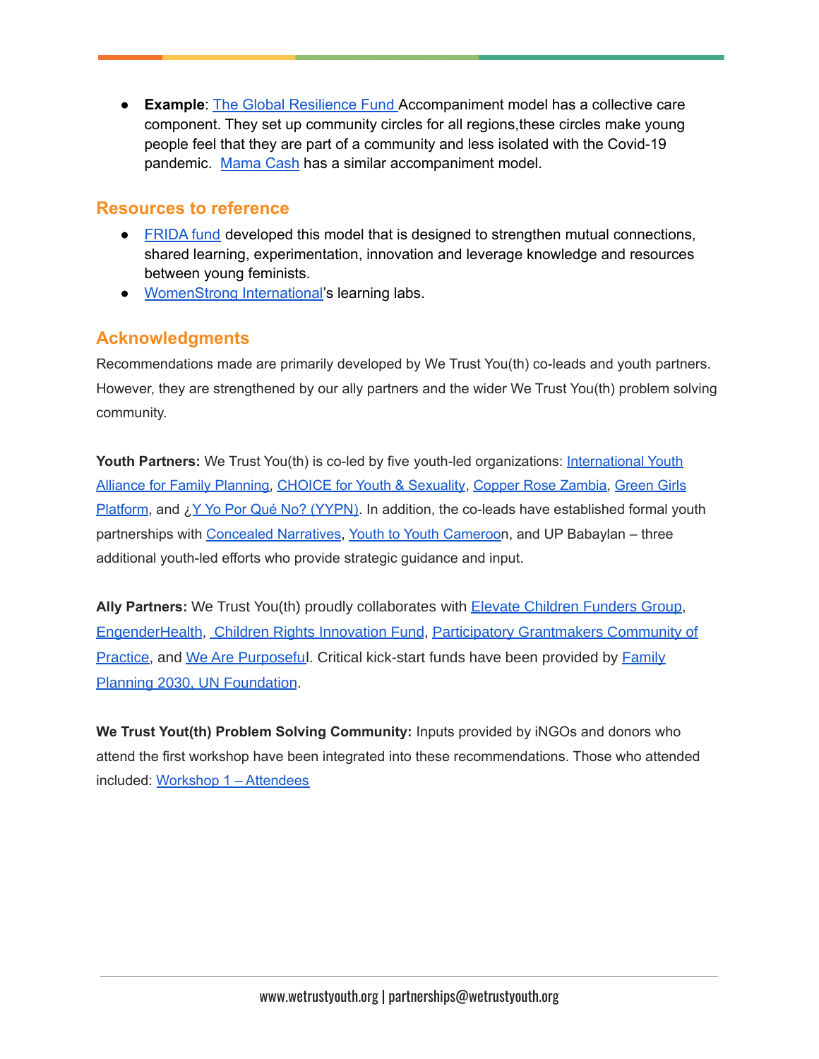- **Example**: The Global Resilience Fund Accompaniment model has a collective care component. They set up community circles for all regions,these circles make young people feel that they are part of a community and less isolated with the Covid-19 pandemic. Mama Cash has a similar accompaniment model.

## Resources to reference

- FRIDA fund developed this model that is designed to strengthen mutual connections, shared learning, experimentation, innovation and leverage knowledge and resources between young feminists.
- WomenStrong International's learning labs.

## Acknowledgments

Recommendations made are primarily developed by We Trust You(th) co-leads and youth partners. However, they are strengthened by our ally partners and the wider We Trust You(th) problem solving community.

**Youth Partners:** We Trust You(th) is co-led by five youth-led organizations: International Youth Alliance for Family Planning, CHOICE for Youth & Sexuality, Copper Rose Zambia, Green Girls Platform, and ¿Y Yo Por Qué No? (YYPN). In addition, the co-leads have established formal youth partnerships with Concealed Narratives, Youth to Youth Cameroon, and UP Babaylan – three additional youth-led efforts who provide strategic guidance and input.

**Ally Partners:** We Trust You(th) proudly collaborates with Elevate Children Funders Group, EngenderHealth, Children Rights Innovation Fund, Participatory Grantmakers Community of Practice, and We Are Purposeful. Critical kick-start funds have been provided by Family Planning 2030, UN Foundation.

**We Trust Yout(th) Problem Solving Community:** Inputs provided by iNGOs and donors who attend the first workshop have been integrated into these recommendations. Those who attended included: Workshop 1 – Attendees